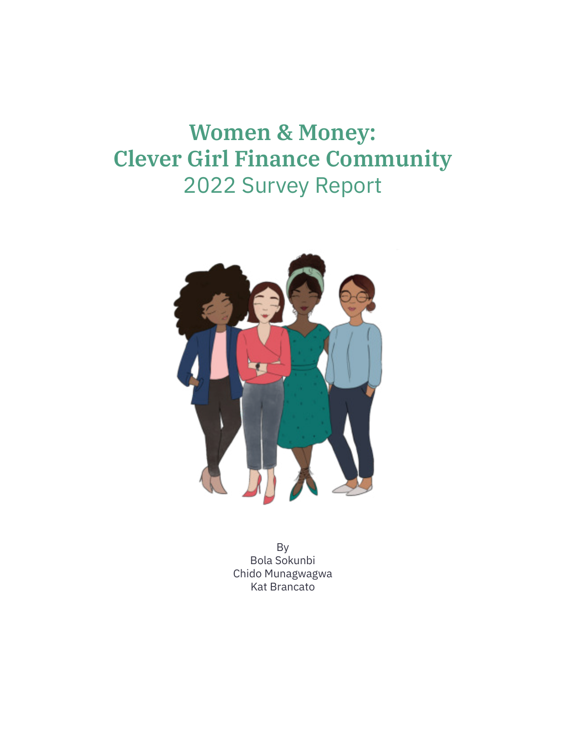# Women & Money: Clever Girl Finance Community

## 2022 Survey Report

By
Bola Sokunbi
Chido Munagwagwa
Kat Brancato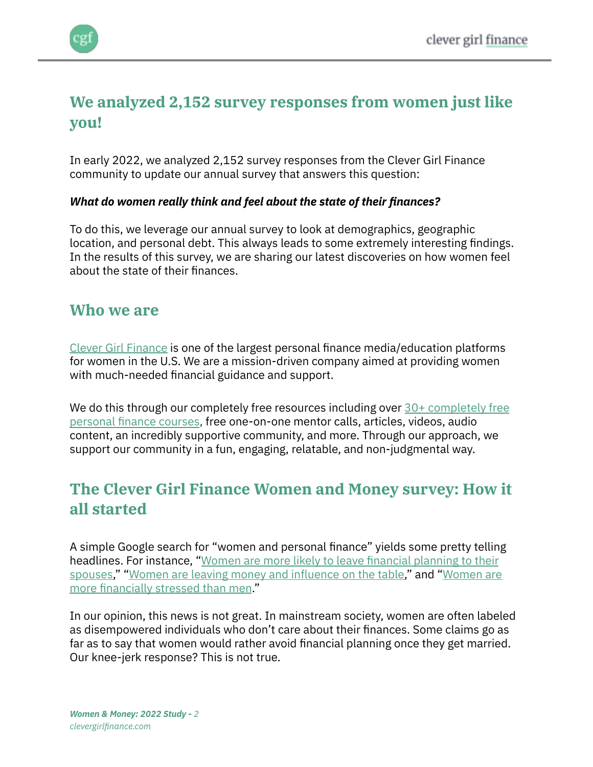## We analyzed 2,152 survey responses from women just like you!

In early 2022, we analyzed 2,152 survey responses from the Clever Girl Finance community to update our annual survey that answers this question:

***What do women really think and feel about the state of their finances?***

To do this, we leverage our annual survey to look at demographics, geographic location, and personal debt. This always leads to some extremely interesting findings. In the results of this survey, we are sharing our latest discoveries on how women feel about the state of their finances.

## Who we are

Clever Girl Finance is one of the largest personal finance media/education platforms for women in the U.S. We are a mission-driven company aimed at providing women with much-needed financial guidance and support.

We do this through our completely free resources including over 30+ completely free personal finance courses, free one-on-one mentor calls, articles, videos, audio content, an incredibly supportive community, and more. Through our approach, we support our community in a fun, engaging, relatable, and non-judgmental way.

## The Clever Girl Finance Women and Money survey: How it all started

A simple Google search for "women and personal finance" yields some pretty telling headlines. For instance, "Women are more likely to leave financial planning to their spouses," "Women are leaving money and influence on the table," and "Women are more financially stressed than men."

In our opinion, this news is not great. In mainstream society, women are often labeled as disempowered individuals who don't care about their finances. Some claims go as far as to say that women would rather avoid financial planning once they get married. Our knee-jerk response? This is not true.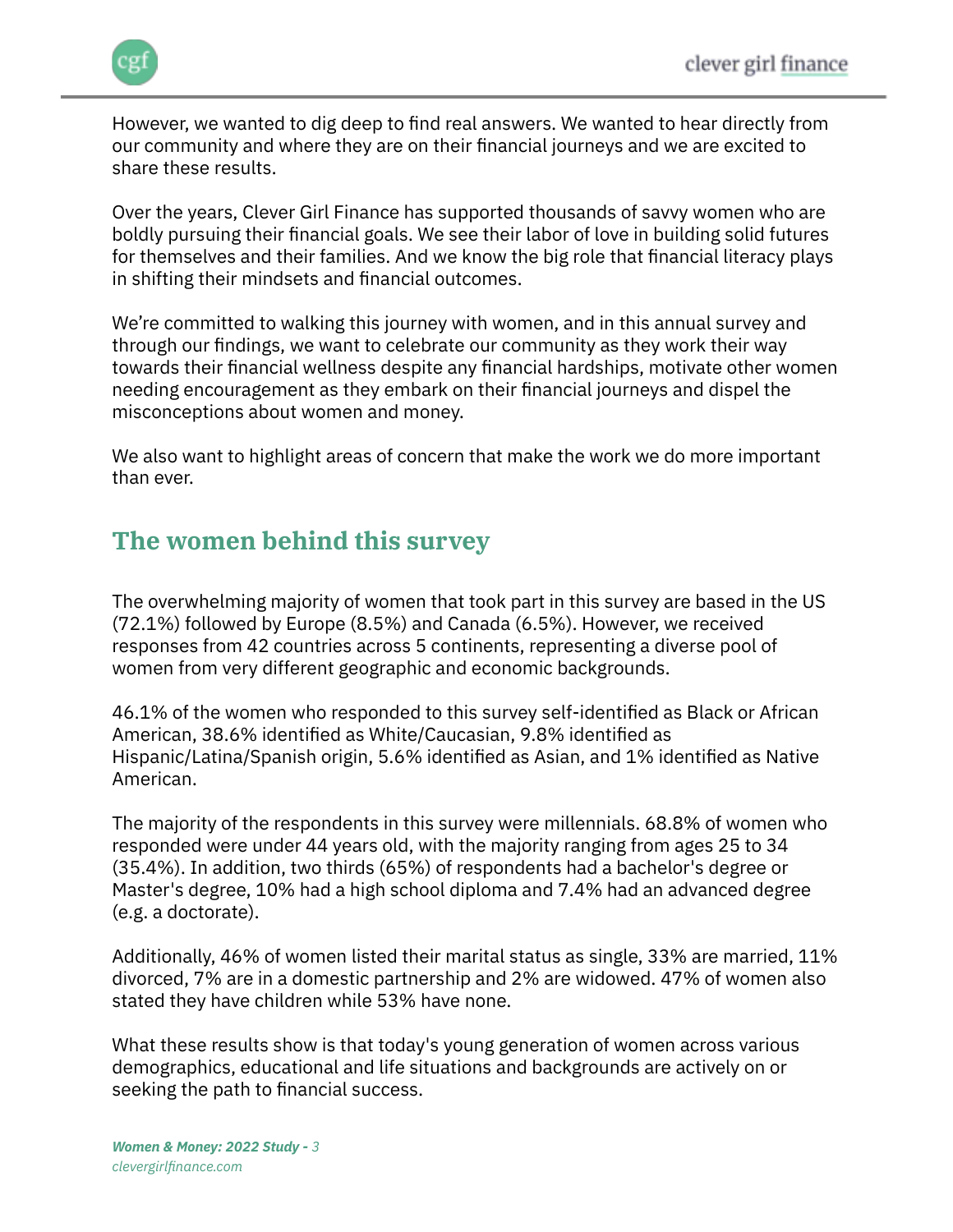However, we wanted to dig deep to find real answers. We wanted to hear directly from our community and where they are on their financial journeys and we are excited to share these results.

Over the years, Clever Girl Finance has supported thousands of savvy women who are boldly pursuing their financial goals. We see their labor of love in building solid futures for themselves and their families. And we know the big role that financial literacy plays in shifting their mindsets and financial outcomes.

We're committed to walking this journey with women, and in this annual survey and through our findings, we want to celebrate our community as they work their way towards their financial wellness despite any financial hardships, motivate other women needing encouragement as they embark on their financial journeys and dispel the misconceptions about women and money.

We also want to highlight areas of concern that make the work we do more important than ever.

## The women behind this survey

The overwhelming majority of women that took part in this survey are based in the US (72.1%) followed by Europe (8.5%) and Canada (6.5%). However, we received responses from 42 countries across 5 continents, representing a diverse pool of women from very different geographic and economic backgrounds.

46.1% of the women who responded to this survey self-identified as Black or African American, 38.6% identified as White/Caucasian, 9.8% identified as Hispanic/Latina/Spanish origin, 5.6% identified as Asian, and 1% identified as Native American.

The majority of the respondents in this survey were millennials. 68.8% of women who responded were under 44 years old, with the majority ranging from ages 25 to 34 (35.4%). In addition, two thirds (65%) of respondents had a bachelor's degree or Master's degree, 10% had a high school diploma and 7.4% had an advanced degree (e.g. a doctorate).

Additionally, 46% of women listed their marital status as single, 33% are married, 11% divorced, 7% are in a domestic partnership and 2% are widowed. 47% of women also stated they have children while 53% have none.

What these results show is that today's young generation of women across various demographics, educational and life situations and backgrounds are actively on or seeking the path to financial success.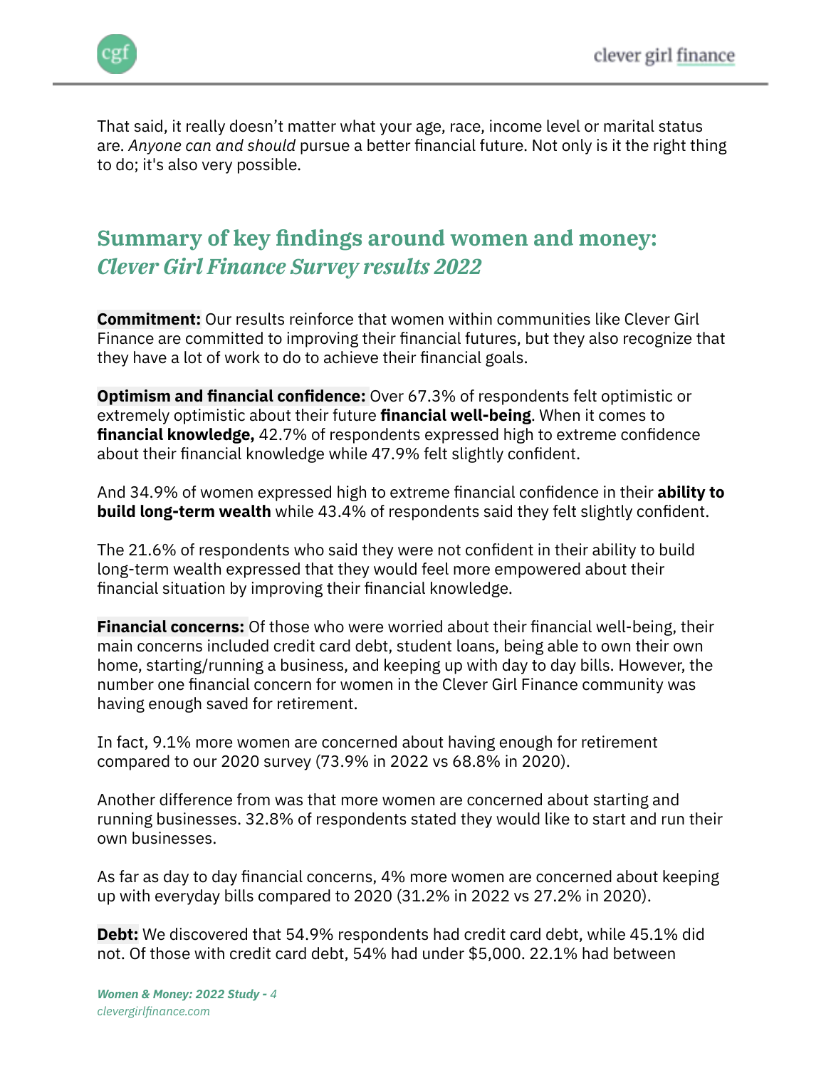That said, it really doesn't matter what your age, race, income level or marital status are. *Anyone can and should* pursue a better financial future. Not only is it the right thing to do; it's also very possible.

## Summary of key findings around women and money: *Clever Girl Finance Survey results 2022*

**Commitment:** Our results reinforce that women within communities like Clever Girl Finance are committed to improving their financial futures, but they also recognize that they have a lot of work to do to achieve their financial goals.

**Optimism and financial confidence:** Over 67.3% of respondents felt optimistic or extremely optimistic about their future **financial well-being**. When it comes to **financial knowledge,** 42.7% of respondents expressed high to extreme confidence about their financial knowledge while 47.9% felt slightly confident.

And 34.9% of women expressed high to extreme financial confidence in their **ability to build long-term wealth** while 43.4% of respondents said they felt slightly confident.

The 21.6% of respondents who said they were not confident in their ability to build long-term wealth expressed that they would feel more empowered about their financial situation by improving their financial knowledge.

**Financial concerns:** Of those who were worried about their financial well-being, their main concerns included credit card debt, student loans, being able to own their own home, starting/running a business, and keeping up with day to day bills. However, the number one financial concern for women in the Clever Girl Finance community was having enough saved for retirement.

In fact, 9.1% more women are concerned about having enough for retirement compared to our 2020 survey (73.9% in 2022 vs 68.8% in 2020).

Another difference from was that more women are concerned about starting and running businesses. 32.8% of respondents stated they would like to start and run their own businesses.

As far as day to day financial concerns, 4% more women are concerned about keeping up with everyday bills compared to 2020 (31.2% in 2022 vs 27.2% in 2020).

**Debt:** We discovered that 54.9% respondents had credit card debt, while 45.1% did not. Of those with credit card debt, 54% had under $5,000. 22.1% had between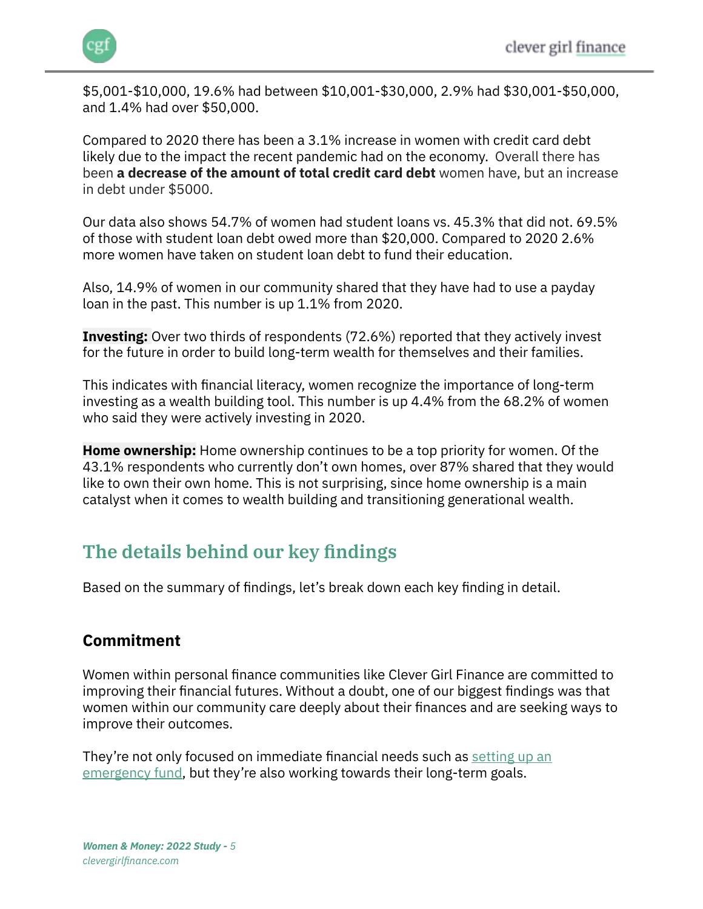$5,001-$10,000, 19.6% had between $10,001-$30,000, 2.9% had $30,001-$50,000, and 1.4% had over $50,000.

Compared to 2020 there has been a 3.1% increase in women with credit card debt likely due to the impact the recent pandemic had on the economy. Overall there has been **a decrease of the amount of total credit card debt** women have, but an increase in debt under $5000.

Our data also shows 54.7% of women had student loans vs. 45.3% that did not. 69.5% of those with student loan debt owed more than $20,000. Compared to 2020 2.6% more women have taken on student loan debt to fund their education.

Also, 14.9% of women in our community shared that they have had to use a payday loan in the past. This number is up 1.1% from 2020.

**Investing:** Over two thirds of respondents (72.6%) reported that they actively invest for the future in order to build long-term wealth for themselves and their families.

This indicates with financial literacy, women recognize the importance of long-term investing as a wealth building tool. This number is up 4.4% from the 68.2% of women who said they were actively investing in 2020.

**Home ownership:** Home ownership continues to be a top priority for women. Of the 43.1% respondents who currently don't own homes, over 87% shared that they would like to own their own home. This is not surprising, since home ownership is a main catalyst when it comes to wealth building and transitioning generational wealth.

## The details behind our key findings

Based on the summary of findings, let's break down each key finding in detail.

### Commitment

Women within personal finance communities like Clever Girl Finance are committed to improving their financial futures. Without a doubt, one of our biggest findings was that women within our community care deeply about their finances and are seeking ways to improve their outcomes.

They're not only focused on immediate financial needs such as setting up an emergency fund, but they're also working towards their long-term goals.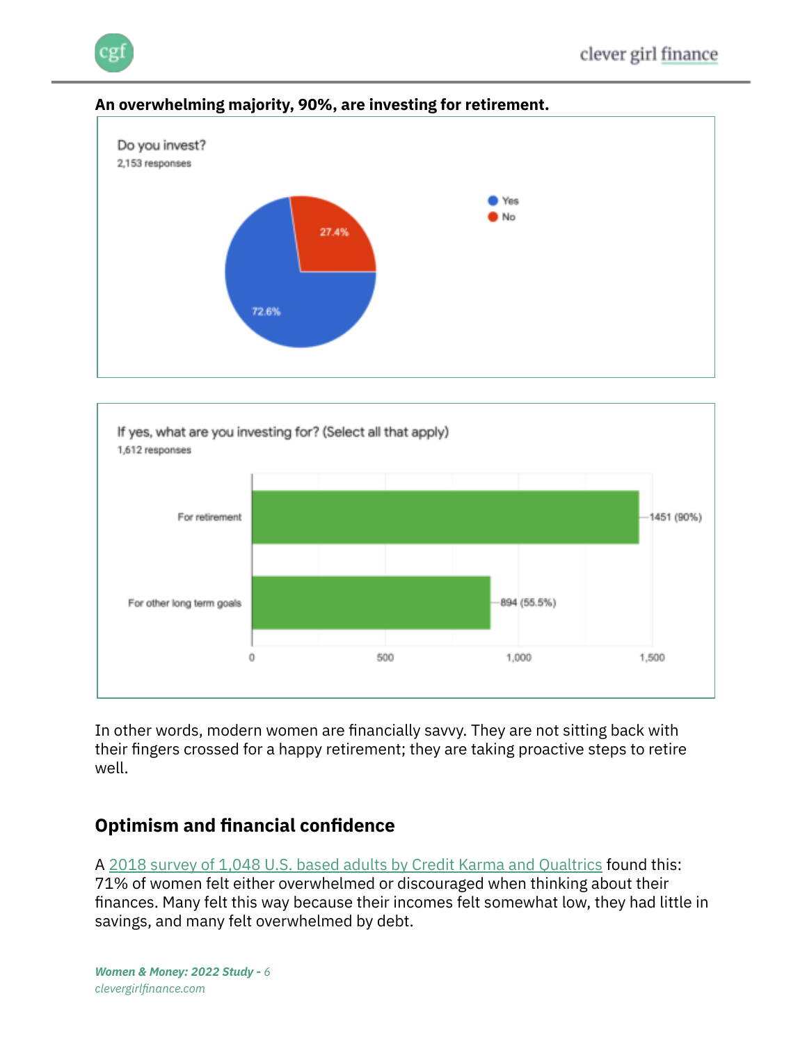**An overwhelming majority, 90%, are investing for retirement.**

Do you invest?
2,153 responses

- Yes: 72.6%
- No: 27.4%

If yes, what are you investing for? (Select all that apply)
1,612 responses

| | |
|---|---|
| For retirement | 1451 (90%) |
| For other long term goals | 894 (55.5%) |

In other words, modern women are financially savvy. They are not sitting back with their fingers crossed for a happy retirement; they are taking proactive steps to retire well.

## Optimism and financial confidence

A 2018 survey of 1,048 U.S. based adults by Credit Karma and Qualtrics found this: 71% of women felt either overwhelmed or discouraged when thinking about their finances. Many felt this way because their incomes felt somewhat low, they had little in savings, and many felt overwhelmed by debt.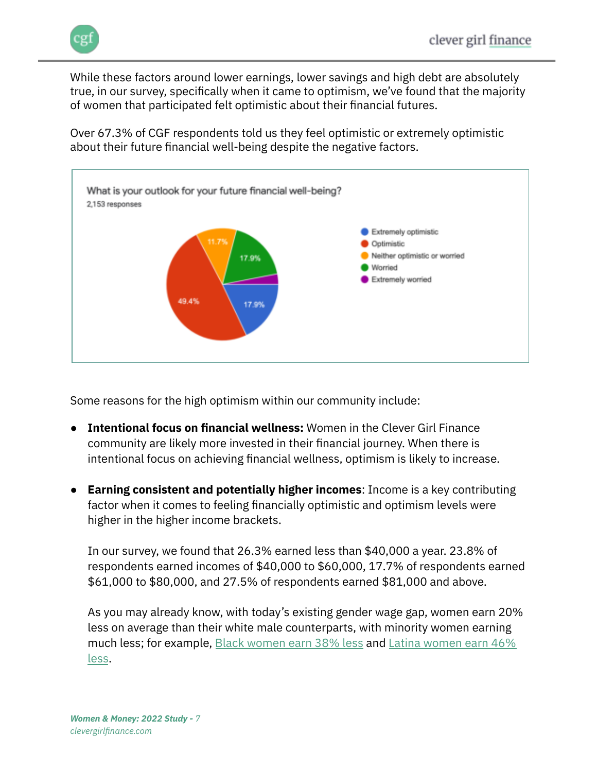While these factors around lower earnings, lower savings and high debt are absolutely true, in our survey, specifically when it came to optimism, we've found that the majority of women that participated felt optimistic about their financial futures.

Over 67.3% of CGF respondents told us they feel optimistic or extremely optimistic about their future financial well-being despite the negative factors.

What is your outlook for your future financial well-being?
2,153 responses

| Response | Percentage |
| --- | --- |
| Extremely optimistic | 17.9% |
| Optimistic | 49.4% |
| Neither optimistic or worried | 11.7% |
| Worried | 17.9% |
| Extremely worried | |

Some reasons for the high optimism within our community include:

- **Intentional focus on financial wellness:** Women in the Clever Girl Finance community are likely more invested in their financial journey. When there is intentional focus on achieving financial wellness, optimism is likely to increase.

- **Earning consistent and potentially higher incomes**: Income is a key contributing factor when it comes to feeling financially optimistic and optimism levels were higher in the higher income brackets.

  In our survey, we found that 26.3% earned less than $40,000 a year. 23.8% of respondents earned incomes of $40,000 to $60,000, 17.7% of respondents earned $61,000 to $80,000, and 27.5% of respondents earned $81,000 and above.

  As you may already know, with today's existing gender wage gap, women earn 20% less on average than their white male counterparts, with minority women earning much less; for example, Black women earn 38% less and Latina women earn 46% less.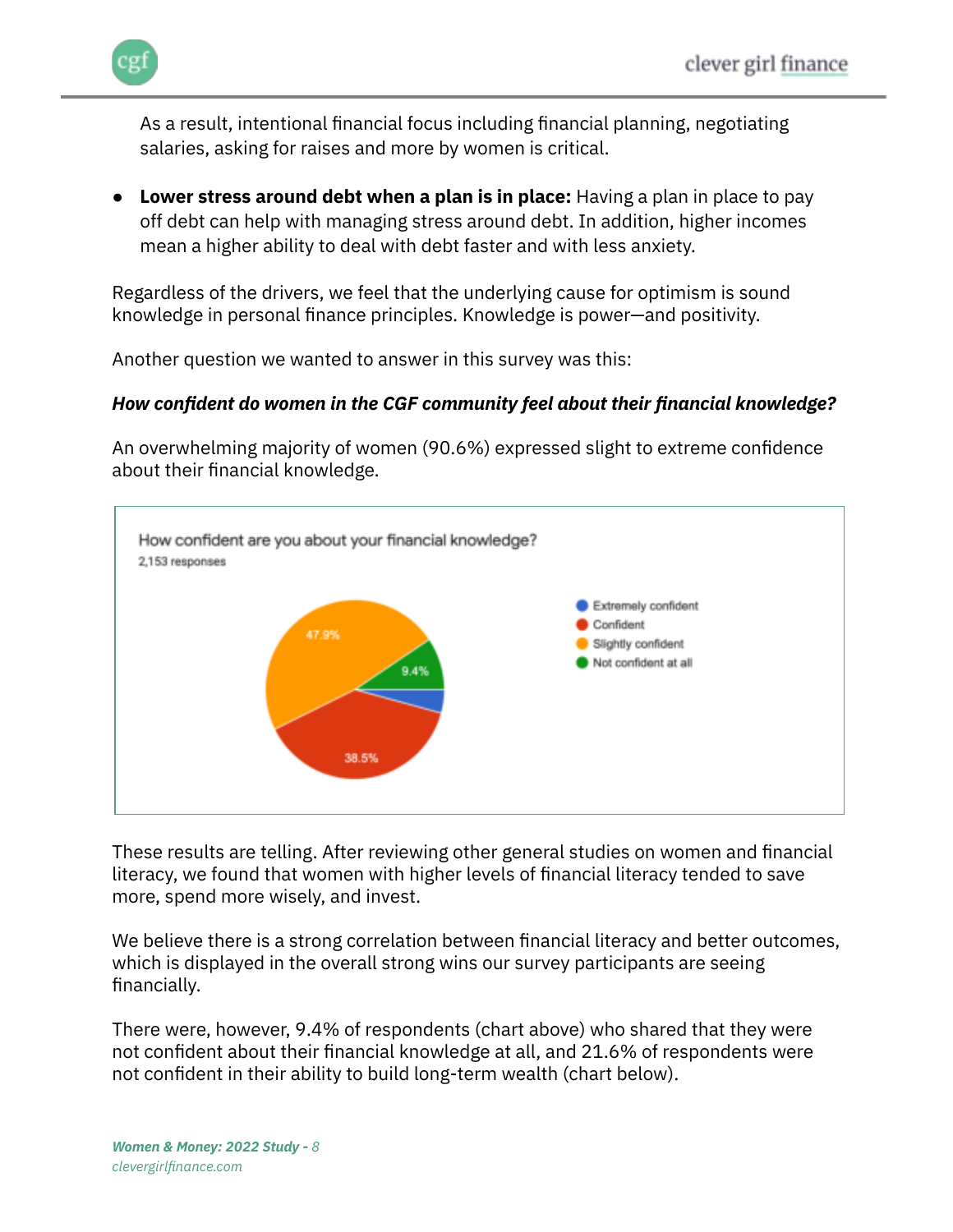As a result, intentional financial focus including financial planning, negotiating salaries, asking for raises and more by women is critical.

- **Lower stress around debt when a plan is in place:** Having a plan in place to pay off debt can help with managing stress around debt. In addition, higher incomes mean a higher ability to deal with debt faster and with less anxiety.

Regardless of the drivers, we feel that the underlying cause for optimism is sound knowledge in personal finance principles. Knowledge is power—and positivity.

Another question we wanted to answer in this survey was this:

***How confident do women in the CGF community feel about their financial knowledge?***

An overwhelming majority of women (90.6%) expressed slight to extreme confidence about their financial knowledge.

How confident are you about your financial knowledge?
2,153 responses

| Response | Percentage |
| --- | --- |
| Extremely confident | |
| Confident | 38.5% |
| Slightly confident | 47.9% |
| Not confident at all | 9.4% |

These results are telling. After reviewing other general studies on women and financial literacy, we found that women with higher levels of financial literacy tended to save more, spend more wisely, and invest.

We believe there is a strong correlation between financial literacy and better outcomes, which is displayed in the overall strong wins our survey participants are seeing financially.

There were, however, 9.4% of respondents (chart above) who shared that they were not confident about their financial knowledge at all, and 21.6% of respondents were not confident in their ability to build long-term wealth (chart below).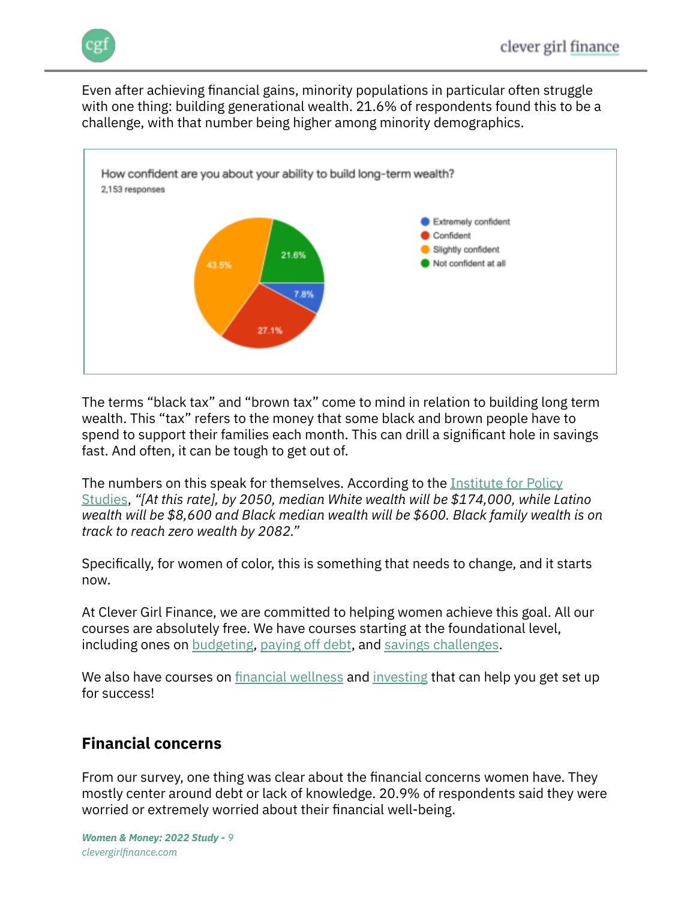Even after achieving financial gains, minority populations in particular often struggle with one thing: building generational wealth. 21.6% of respondents found this to be a challenge, with that number being higher among minority demographics.

How confident are you about your ability to build long-term wealth?
2,153 responses

| Response | Percentage |
|---|---|
| Extremely confident | 7.8% |
| Confident | 27.1% |
| Slightly confident | 43.5% |
| Not confident at all | 21.6% |

The terms “black tax” and “brown tax” come to mind in relation to building long term wealth. This “tax” refers to the money that some black and brown people have to spend to support their families each month. This can drill a significant hole in savings fast. And often, it can be tough to get out of.

The numbers on this speak for themselves. According to the Institute for Policy Studies, *“[At this rate], by 2050, median White wealth will be $174,000, while Latino wealth will be $8,600 and Black median wealth will be $600. Black family wealth is on track to reach zero wealth by 2082.”*

Specifically, for women of color, this is something that needs to change, and it starts now.

At Clever Girl Finance, we are committed to helping women achieve this goal. All our courses are absolutely free. We have courses starting at the foundational level, including ones on budgeting, paying off debt, and savings challenges.

We also have courses on financial wellness and investing that can help you get set up for success!

## Financial concerns

From our survey, one thing was clear about the financial concerns women have. They mostly center around debt or lack of knowledge. 20.9% of respondents said they were worried or extremely worried about their financial well-being.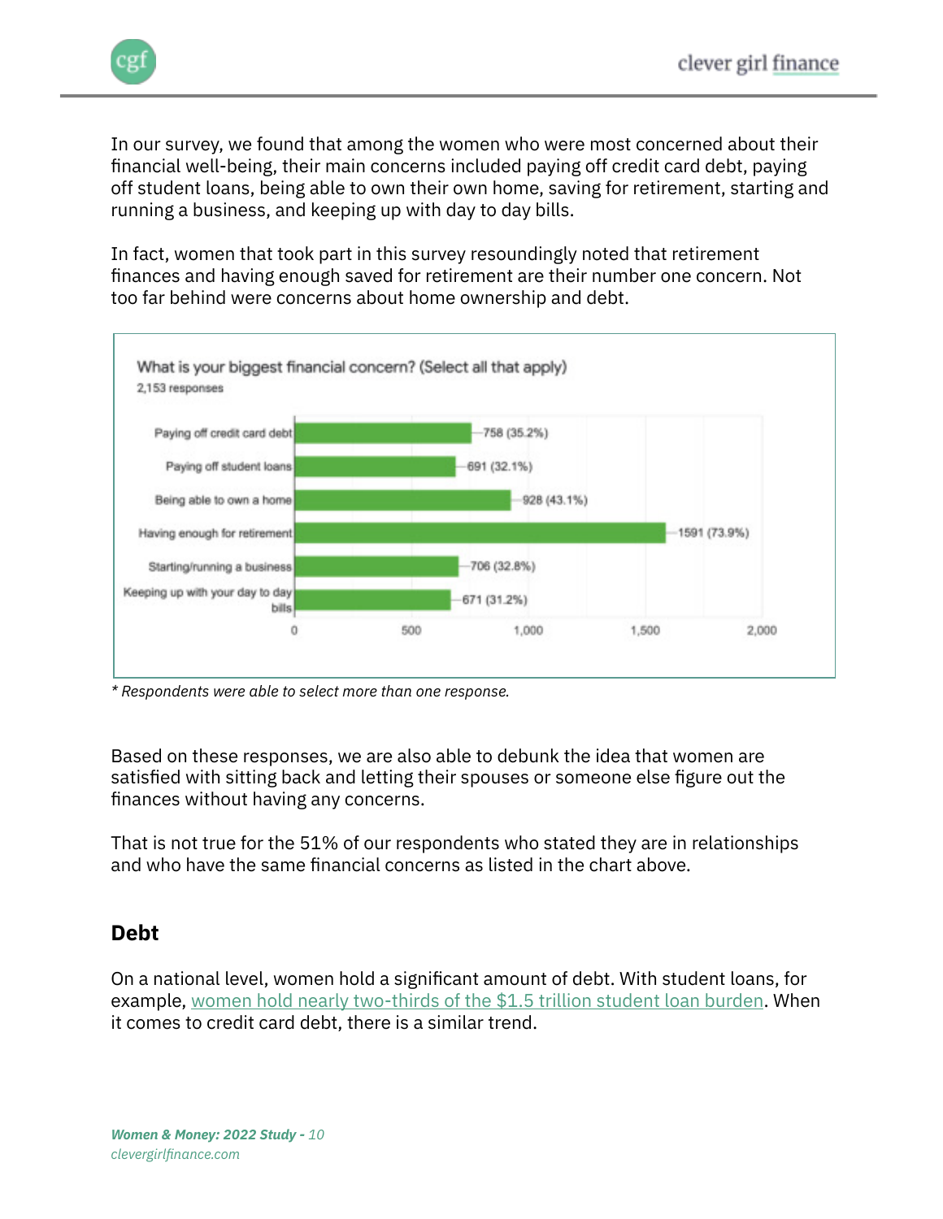In our survey, we found that among the women who were most concerned about their financial well-being, their main concerns included paying off credit card debt, paying off student loans, being able to own their own home, saving for retirement, starting and running a business, and keeping up with day to day bills.

In fact, women that took part in this survey resoundingly noted that retirement finances and having enough saved for retirement are their number one concern. Not too far behind were concerns about home ownership and debt.

**What is your biggest financial concern? (Select all that apply)**
2,153 responses

| Concern | Responses |
| --- | --- |
| Paying off credit card debt | 758 (35.2%) |
| Paying off student loans | 691 (32.1%) |
| Being able to own a home | 928 (43.1%) |
| Having enough for retirement | 1591 (73.9%) |
| Starting/running a business | 706 (32.8%) |
| Keeping up with your day to day bills | 671 (31.2%) |

*\* Respondents were able to select more than one response.*

Based on these responses, we are also able to debunk the idea that women are satisfied with sitting back and letting their spouses or someone else figure out the finances without having any concerns.

That is not true for the 51% of our respondents who stated they are in relationships and who have the same financial concerns as listed in the chart above.

## Debt

On a national level, women hold a significant amount of debt. With student loans, for example, women hold nearly two-thirds of the $1.5 trillion student loan burden. When it comes to credit card debt, there is a similar trend.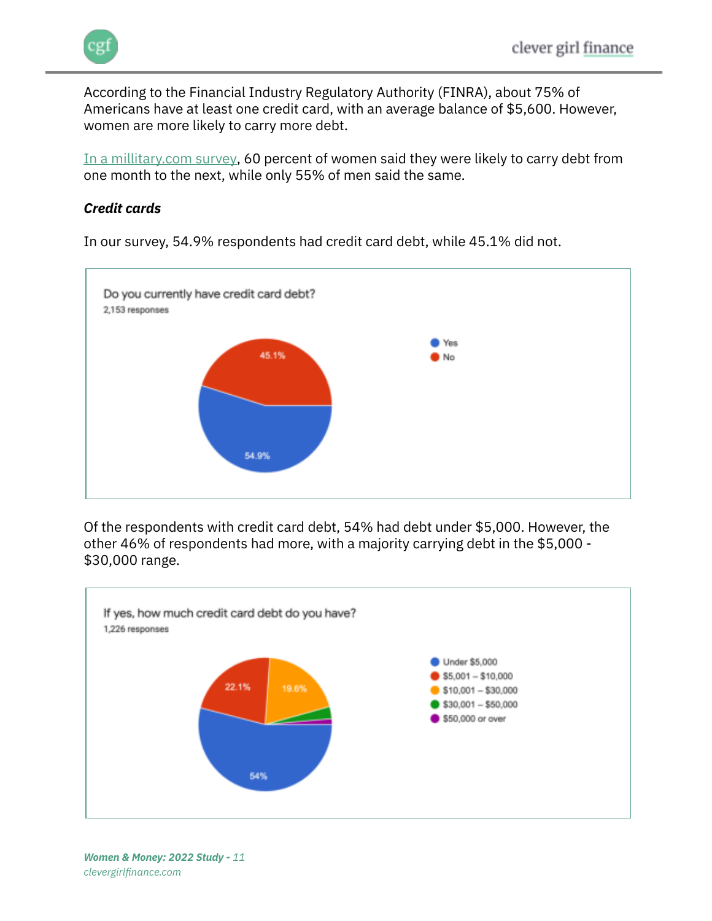According to the Financial Industry Regulatory Authority (FINRA), about 75% of Americans have at least one credit card, with an average balance of $5,600. However, women are more likely to carry more debt.

In a millitary.com survey, 60 percent of women said they were likely to carry debt from one month to the next, while only 55% of men said the same.

***Credit cards***

In our survey, 54.9% respondents had credit card debt, while 45.1% did not.

Do you currently have credit card debt?
2,153 responses

- Yes: 54.9%
- No: 45.1%

Of the respondents with credit card debt, 54% had debt under $5,000. However, the other 46% of respondents had more, with a majority carrying debt in the $5,000 - $30,000 range.

If yes, how much credit card debt do you have?
1,226 responses

- Under $5,000: 54%
- $5,001 – $10,000: 22.1%
- $10,001 – $30,000: 19.6%
- $30,001 – $50,000
- $50,000 or over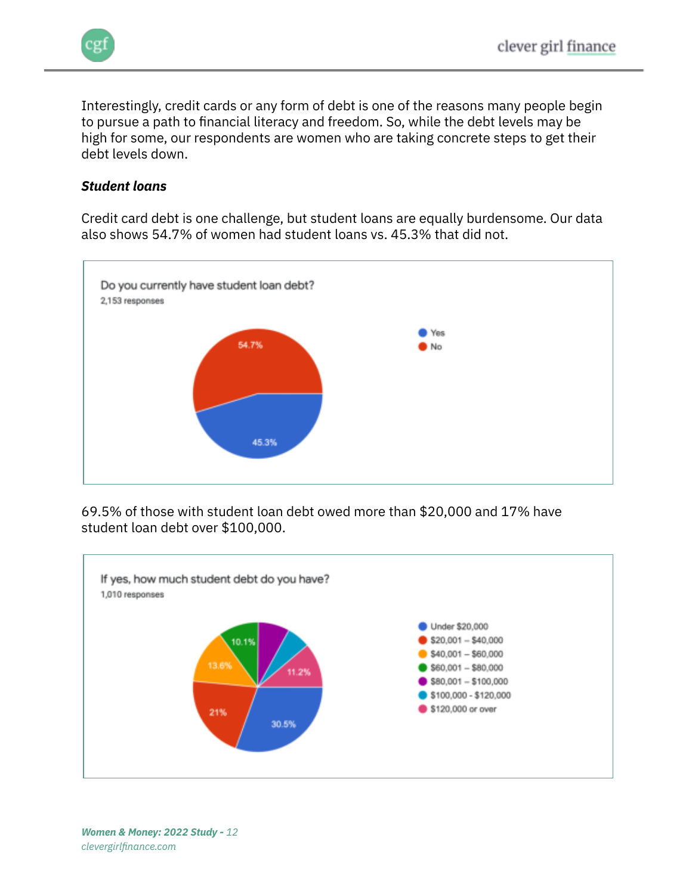Interestingly, credit cards or any form of debt is one of the reasons many people begin to pursue a path to financial literacy and freedom. So, while the debt levels may be high for some, our respondents are women who are taking concrete steps to get their debt levels down.

***Student loans***

Credit card debt is one challenge, but student loans are equally burdensome. Our data also shows 54.7% of women had student loans vs. 45.3% that did not.

Do you currently have student loan debt?
2,153 responses

- Yes: 45.3%
- No: 54.7%

69.5% of those with student loan debt owed more than $20,000 and 17% have student loan debt over $100,000.

If yes, how much student debt do you have?
1,010 responses

- Under $20,000: 30.5%
- $20,001 – $40,000: 21%
- $40,001 – $60,000: 13.6%
- $60,001 – $80,000: 10.1%
- $80,001 – $100,000
- $100,000 - $120,000
- $120,000 or over: 11.2%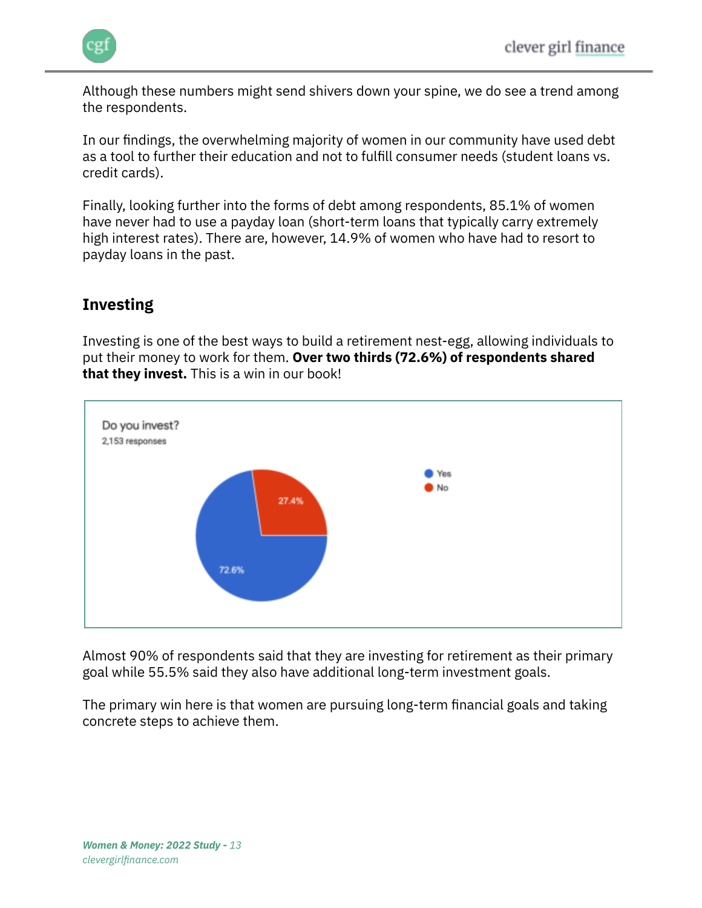Although these numbers might send shivers down your spine, we do see a trend among the respondents.

In our findings, the overwhelming majority of women in our community have used debt as a tool to further their education and not to fulfill consumer needs (student loans vs. credit cards).

Finally, looking further into the forms of debt among respondents, 85.1% of women have never had to use a payday loan (short-term loans that typically carry extremely high interest rates). There are, however, 14.9% of women who have had to resort to payday loans in the past.

## Investing

Investing is one of the best ways to build a retirement nest-egg, allowing individuals to put their money to work for them. **Over two thirds (72.6%) of respondents shared that they invest.** This is a win in our book!

Do you invest?
2,153 responses

| Answer | Percentage |
|---|---|
| Yes | 72.6% |
| No | 27.4% |

Almost 90% of respondents said that they are investing for retirement as their primary goal while 55.5% said they also have additional long-term investment goals.

The primary win here is that women are pursuing long-term financial goals and taking concrete steps to achieve them.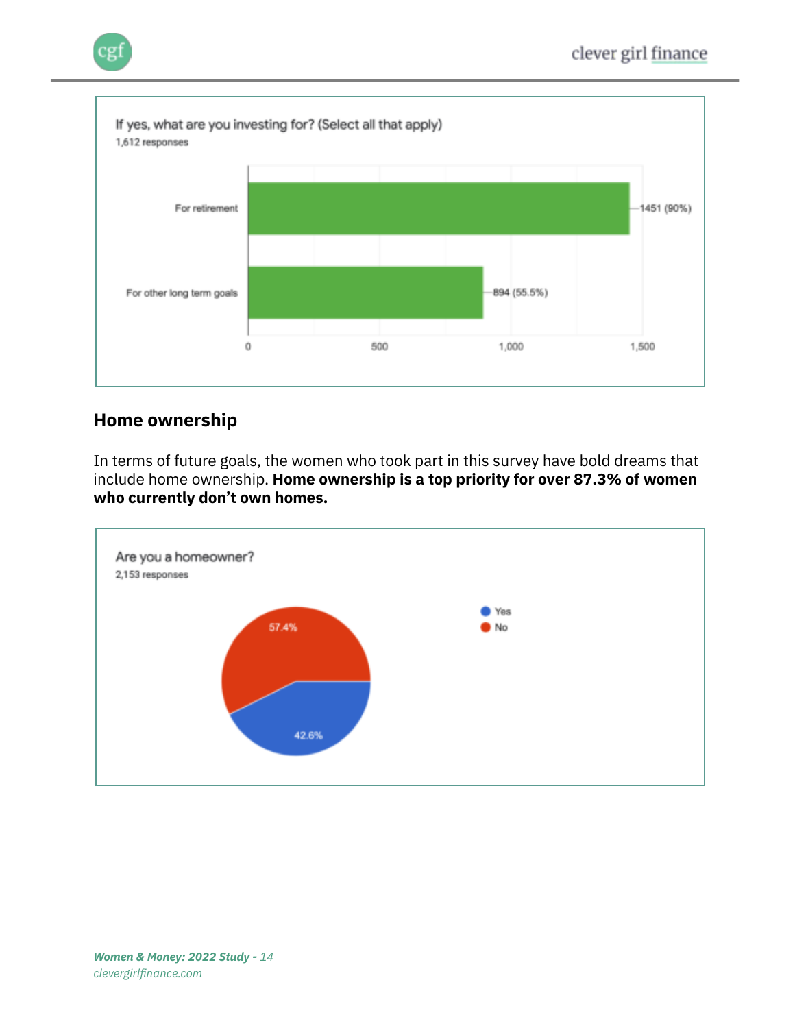If yes, what are you investing for? (Select all that apply)

1,612 responses

| Response | Count (%) |
| --- | --- |
| For retirement | 1451 (90%) |
| For other long term goals | 894 (55.5%) |

## Home ownership

In terms of future goals, the women who took part in this survey have bold dreams that include home ownership. **Home ownership is a top priority for over 87.3% of women who currently don't own homes.**

Are you a homeowner?

2,153 responses

| Response | Percentage |
| --- | --- |
| Yes | 42.6% |
| No | 57.4% |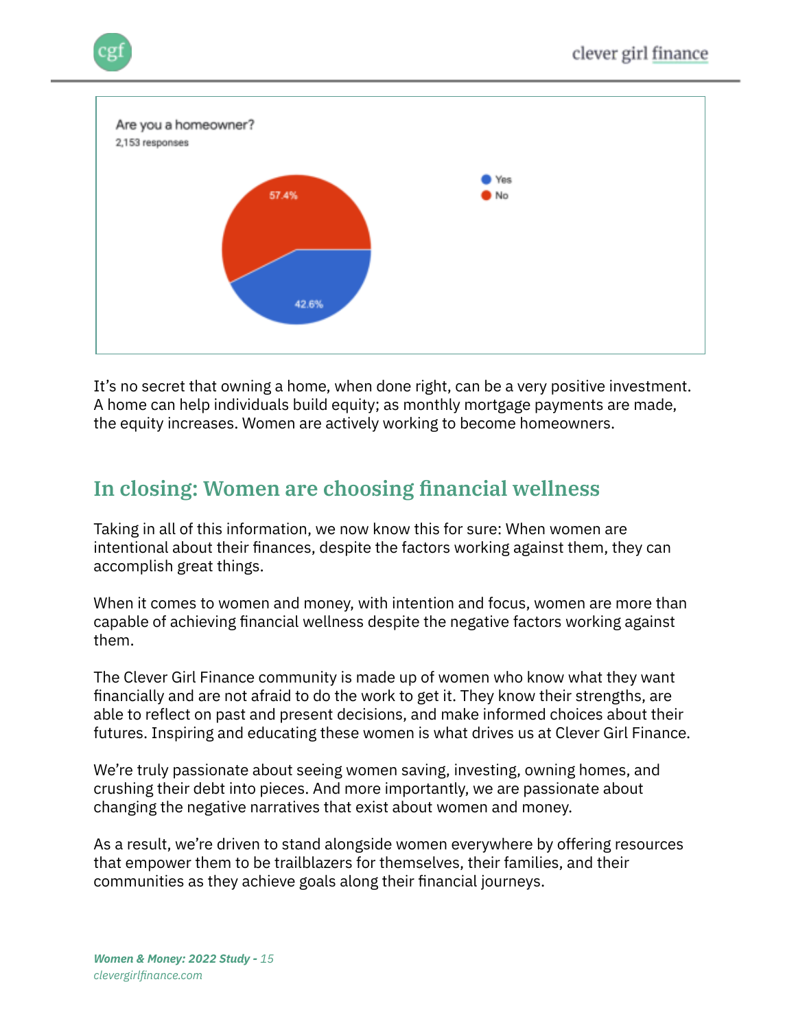Are you a homeowner?

2,153 responses

Yes

No

57.4%

42.6%

It's no secret that owning a home, when done right, can be a very positive investment. A home can help individuals build equity; as monthly mortgage payments are made, the equity increases. Women are actively working to become homeowners.

## In closing: Women are choosing financial wellness

Taking in all of this information, we now know this for sure: When women are intentional about their finances, despite the factors working against them, they can accomplish great things.

When it comes to women and money, with intention and focus, women are more than capable of achieving financial wellness despite the negative factors working against them.

The Clever Girl Finance community is made up of women who know what they want financially and are not afraid to do the work to get it. They know their strengths, are able to reflect on past and present decisions, and make informed choices about their futures. Inspiring and educating these women is what drives us at Clever Girl Finance.

We're truly passionate about seeing women saving, investing, owning homes, and crushing their debt into pieces. And more importantly, we are passionate about changing the negative narratives that exist about women and money.

As a result, we're driven to stand alongside women everywhere by offering resources that empower them to be trailblazers for themselves, their families, and their communities as they achieve goals along their financial journeys.